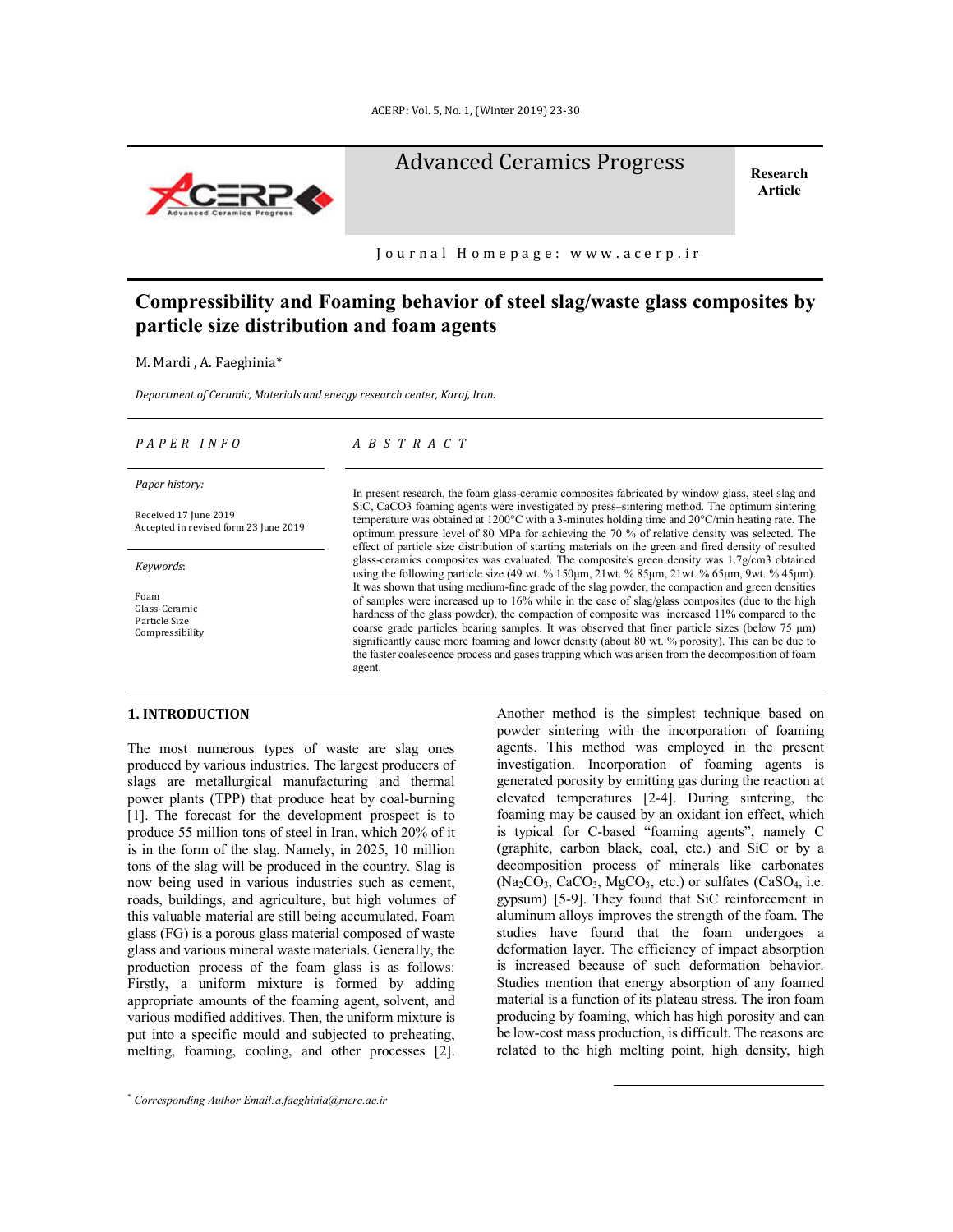Advanced Ceramics Progress

Research Article

Journal Homepage: www.acerp.ir

# Compressibility and Foaming behavior of steel slag/waste glass composites by particle size distribution and foam agents

M. Mardi , A. Faeghinia*

*Department of Ceramic, Materials and energy research center, Karaj, Iran.*

*PAPER INFO*

*Paper history:*

Received 17 June 2019
Accepted in revised form 23 June 2019

*Keywords*:

Foam
Glass-Ceramic
Particle Size
Compressibility

*ABSTRACT*

In present research, the foam glass-ceramic composites fabricated by window glass, steel slag and SiC, $CaCO_3$ foaming agents were investigated by press–sintering method. The optimum sintering temperature was obtained at 1200°C with a 3-minutes holding time and 20°C/min heating rate. The optimum pressure level of 80 MPa for achieving the 70 % of relative density was selected. The effect of particle size distribution of starting materials on the green and fired density of resulted glass-ceramics composites was evaluated. The composite's green density was 1.7g/cm3 obtained using the following particle size (49 wt. % 150µm, 21wt. % 85µm, 21wt. % 65µm, 9wt. % 45µm). It was shown that using medium-fine grade of the slag powder, the compaction and green densities of samples were increased up to 16% while in the case of slag/glass composites (due to the high hardness of the glass powder), the compaction of composite was increased 11% compared to the coarse grade particles bearing samples. It was observed that finer particle sizes (below 75 µm) significantly cause more foaming and lower density (about 80 wt. % porosity). This can be due to the faster coalescence process and gases trapping which was arisen from the decomposition of foam agent.

## 1. INTRODUCTION

The most numerous types of waste are slag ones produced by various industries. The largest producers of slags are metallurgical manufacturing and thermal power plants (TPP) that produce heat by coal-burning [1]. The forecast for the development prospect is to produce 55 million tons of steel in Iran, which 20% of it is in the form of the slag. Namely, in 2025, 10 million tons of the slag will be produced in the country. Slag is now being used in various industries such as cement, roads, buildings, and agriculture, but high volumes of this valuable material are still being accumulated. Foam glass (FG) is a porous glass material composed of waste glass and various mineral waste materials. Generally, the production process of the foam glass is as follows: Firstly, a uniform mixture is formed by adding appropriate amounts of the foaming agent, solvent, and various modified additives. Then, the uniform mixture is put into a specific mould and subjected to preheating, melting, foaming, cooling, and other processes [2]. Another method is the simplest technique based on powder sintering with the incorporation of foaming agents. This method was employed in the present investigation. Incorporation of foaming agents is generated porosity by emitting gas during the reaction at elevated temperatures [2-4]. During sintering, the foaming may be caused by an oxidant ion effect, which is typical for C-based "foaming agents", namely C (graphite, carbon black, coal, etc.) and SiC or by a decomposition process of minerals like carbonates ($Na_2CO_3$, $CaCO_3$, $MgCO_3$, etc.) or sulfates ($CaSO_4$, i.e. gypsum) [5-9]. They found that SiC reinforcement in aluminum alloys improves the strength of the foam. The studies have found that the foam undergoes a deformation layer. The efficiency of impact absorption is increased because of such deformation behavior. Studies mention that energy absorption of any foamed material is a function of its plateau stress. The iron foam producing by foaming, which has high porosity and can be low-cost mass production, is difficult. The reasons are related to the high melting point, high density, high

* *Corresponding Author Email:a.faeghinia@merc.ac.ir*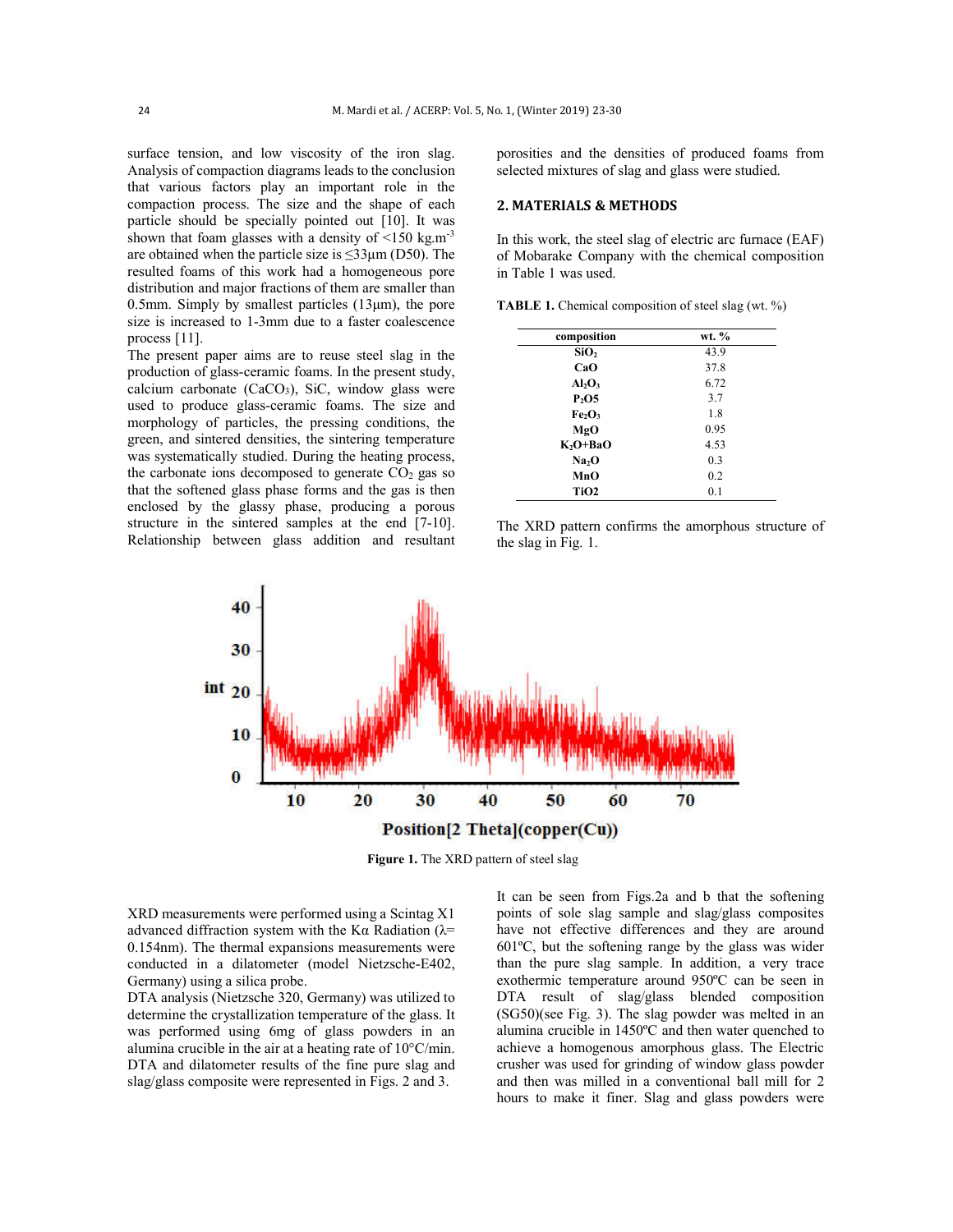surface tension, and low viscosity of the iron slag. Analysis of compaction diagrams leads to the conclusion that various factors play an important role in the compaction process. The size and the shape of each particle should be specially pointed out [10]. It was shown that foam glasses with a density of <150 kg.m$^{-3}$ are obtained when the particle size is ≤33µm (D50). The resulted foams of this work had a homogeneous pore distribution and major fractions of them are smaller than 0.5mm. Simply by smallest particles (13µm), the pore size is increased to 1-3mm due to a faster coalescence process [11].

The present paper aims are to reuse steel slag in the production of glass-ceramic foams. In the present study, calcium carbonate ($CaCO_3$), SiC, window glass were used to produce glass-ceramic foams. The size and morphology of particles, the pressing conditions, the green, and sintered densities, the sintering temperature was systematically studied. During the heating process, the carbonate ions decomposed to generate $CO_2$ gas so that the softened glass phase forms and the gas is then enclosed by the glassy phase, producing a porous structure in the sintered samples at the end [7-10]. Relationship between glass addition and resultant porosities and the densities of produced foams from selected mixtures of slag and glass were studied.

## 2. MATERIALS & METHODS

In this work, the steel slag of electric arc furnace (EAF) of Mobarake Company with the chemical composition in Table 1 was used.

**TABLE 1.** Chemical composition of steel slag (wt. %)

| composition | wt. % |
|---|---|
| $SiO_2$ | 43.9 |
| CaO | 37.8 |
| $Al_2O_3$ | 6.72 |
| $P_2O5$ | 3.7 |
| $Fe_2O_3$ | 1.8 |
| MgO | 0.95 |
| $K_2O$+BaO | 4.53 |
| $Na_2O$ | 0.3 |
| MnO | 0.2 |
| TiO2 | 0.1 |

The XRD pattern confirms the amorphous structure of the slag in Fig. 1.

**Figure 1.** The XRD pattern of steel slag

XRD measurements were performed using a Scintag X1 advanced diffraction system with the Kα Radiation (λ= 0.154nm). The thermal expansions measurements were conducted in a dilatometer (model Nietzsche-E402, Germany) using a silica probe.

DTA analysis (Nietzsche 320, Germany) was utilized to determine the crystallization temperature of the glass. It was performed using 6mg of glass powders in an alumina crucible in the air at a heating rate of 10°C/min. DTA and dilatometer results of the fine pure slag and slag/glass composite were represented in Figs. 2 and 3.

It can be seen from Figs.2a and b that the softening points of sole slag sample and slag/glass composites have not effective differences and they are around 601ºC, but the softening range by the glass was wider than the pure slag sample. In addition, a very trace exothermic temperature around 950ºC can be seen in DTA result of slag/glass blended composition (SG50)(see Fig. 3). The slag powder was melted in an alumina crucible in 1450ºC and then water quenched to achieve a homogenous amorphous glass. The Electric crusher was used for grinding of window glass powder and then was milled in a conventional ball mill for 2 hours to make it finer. Slag and glass powders were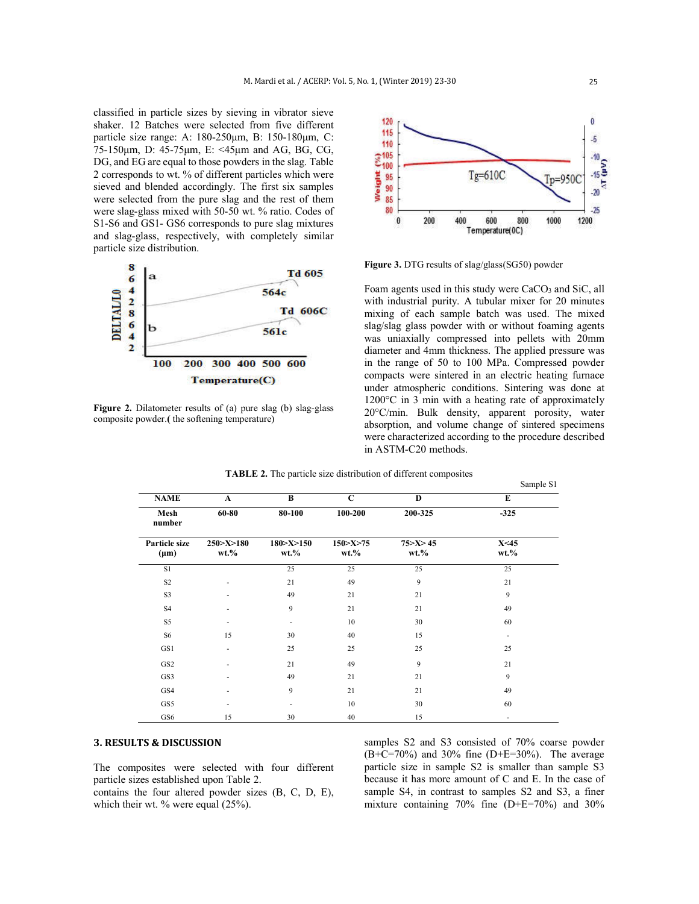classified in particle sizes by sieving in vibrator sieve shaker. 12 Batches were selected from five different particle size range: A: 180-250µm, B: 150-180µm, C: 75-150µm, D: 45-75µm, E: <45µm and AG, BG, CG, DG, and EG are equal to those powders in the slag. Table 2 corresponds to wt. % of different particles which were sieved and blended accordingly. The first six samples were selected from the pure slag and the rest of them were slag-glass mixed with 50-50 wt. % ratio. Codes of S1-S6 and GS1- GS6 corresponds to pure slag mixtures and slag-glass, respectively, with completely similar particle size distribution.

**Figure 2.** Dilatometer results of (a) pure slag (b) slag-glass composite powder.**(** the softening temperature)

**Figure 3.** DTG results of slag/glass(SG50) powder

Foam agents used in this study were $CaCO_3$ and SiC, all with industrial purity. A tubular mixer for 20 minutes mixing of each sample batch was used. The mixed slag/slag glass powder with or without foaming agents was uniaxially compressed into pellets with 20mm diameter and 4mm thickness. The applied pressure was in the range of 50 to 100 MPa. Compressed powder compacts were sintered in an electric heating furnace under atmospheric conditions. Sintering was done at 1200°C in 3 min with a heating rate of approximately 20°C/min. Bulk density, apparent porosity, water absorption, and volume change of sintered specimens were characterized according to the procedure described in ASTM-C20 methods.

**TABLE 2.** The particle size distribution of different composites

Sample S1

| NAME | A | B | C | D | E |
|---|---|---|---|---|---|
| Mesh number | 60-80 | 80-100 | 100-200 | 200-325 | -325 |
| Particle size (µm) | 250>X>180 wt.% | 180>X>150 wt.% | 150>X>75 wt.% | 75>X> 45 wt.% | X<45 wt.% |
| S1 | | 25 | 25 | 25 | 25 |
| S2 | - | 21 | 49 | 9 | 21 |
| S3 | - | 49 | 21 | 21 | 9 |
| S4 | - | 9 | 21 | 21 | 49 |
| S5 | - | - | 10 | 30 | 60 |
| S6 | 15 | 30 | 40 | 15 | - |
| GS1 | - | 25 | 25 | 25 | 25 |
| GS2 | - | 21 | 49 | 9 | 21 |
| GS3 | - | 49 | 21 | 21 | 9 |
| GS4 | - | 9 | 21 | 21 | 49 |
| GS5 | - | - | 10 | 30 | 60 |
| GS6 | 15 | 30 | 40 | 15 | - |

## 3. RESULTS & DISCUSSION

The composites were selected with four different particle sizes established upon Table 2.
contains the four altered powder sizes (B, C, D, E), which their wt. % were equal (25%).

samples S2 and S3 consisted of 70% coarse powder (B+C=70%) and 30% fine (D+E=30%). The average particle size in sample S2 is smaller than sample S3 because it has more amount of C and E. In the case of sample S4, in contrast to samples S2 and S3, a finer mixture containing 70% fine (D+E=70%) and 30%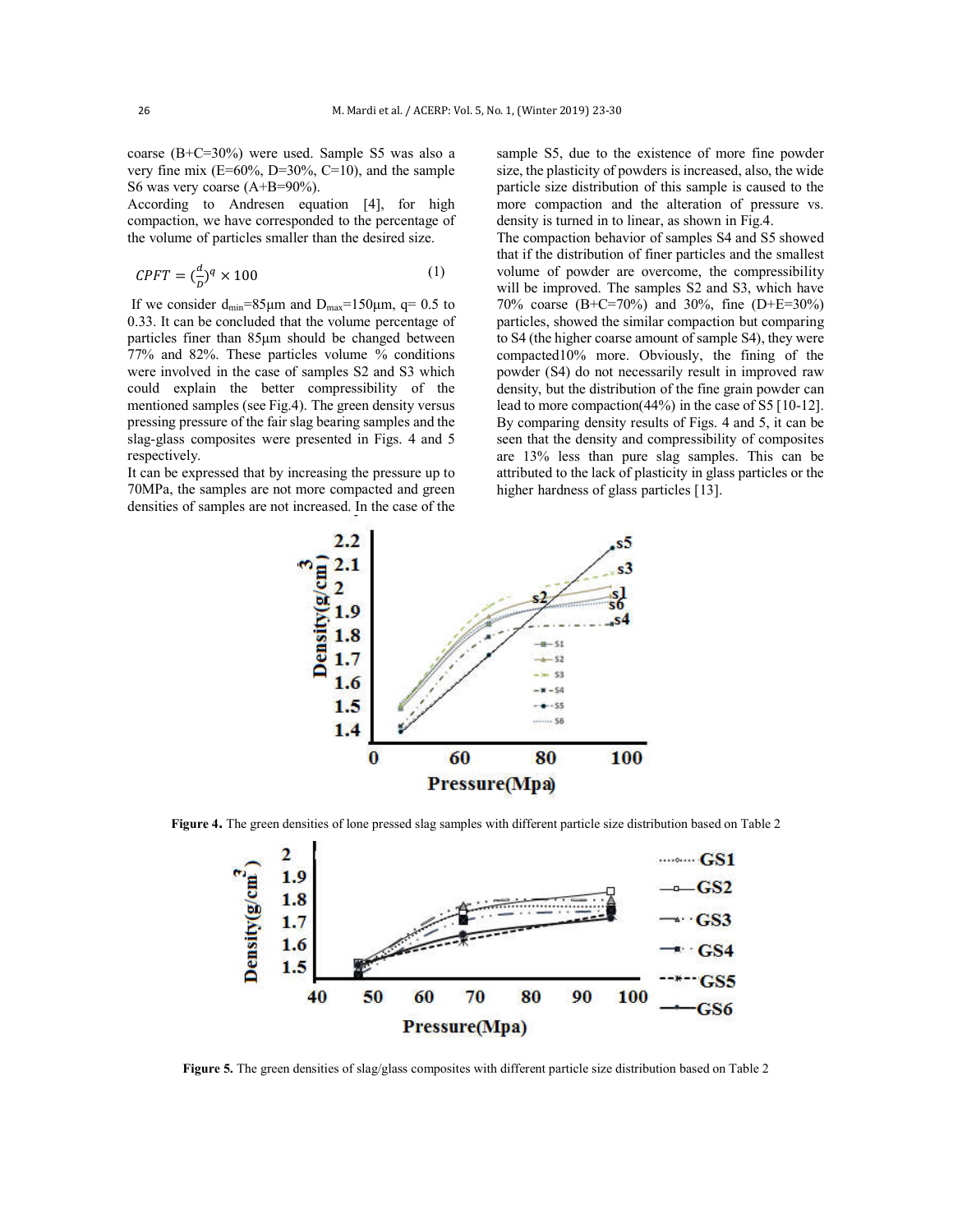coarse (B+C=30%) were used. Sample S5 was also a very fine mix (E=60%, D=30%, C=10), and the sample S6 was very coarse (A+B=90%).

According to Andresen equation [4], for high compaction, we have corresponded to the percentage of the volume of particles smaller than the desired size.

$$CPFT = \left(\frac{d}{D}\right)^q \times 100 \tag{1}$$

If we consider $d_{min}$=85μm and $D_{max}$=150μm, q= 0.5 to 0.33. It can be concluded that the volume percentage of particles finer than 85μm should be changed between 77% and 82%. These particles volume % conditions were involved in the case of samples S2 and S3 which could explain the better compressibility of the mentioned samples (see Fig.4). The green density versus pressing pressure of the fair slag bearing samples and the slag-glass composites were presented in Figs. 4 and 5 respectively.

It can be expressed that by increasing the pressure up to 70MPa, the samples are not more compacted and green densities of samples are not increased. In the case of the sample S5, due to the existence of more fine powder size, the plasticity of powders is increased, also, the wide particle size distribution of this sample is caused to the more compaction and the alteration of pressure vs. density is turned in to linear, as shown in Fig.4.

The compaction behavior of samples S4 and S5 showed that if the distribution of finer particles and the smallest volume of powder are overcome, the compressibility will be improved. The samples S2 and S3, which have 70% coarse (B+C=70%) and 30%, fine (D+E=30%) particles, showed the similar compaction but comparing to S4 (the higher coarse amount of sample S4), they were compacted10% more. Obviously, the fining of the powder (S4) do not necessarily result in improved raw density, but the distribution of the fine grain powder can lead to more compaction(44%) in the case of S5 [10-12]. By comparing density results of Figs. 4 and 5, it can be seen that the density and compressibility of composites are 13% less than pure slag samples. This can be attributed to the lack of plasticity in glass particles or the higher hardness of glass particles [13].

**Figure 4.** The green densities of lone pressed slag samples with different particle size distribution based on Table 2

**Figure 5.** The green densities of slag/glass composites with different particle size distribution based on Table 2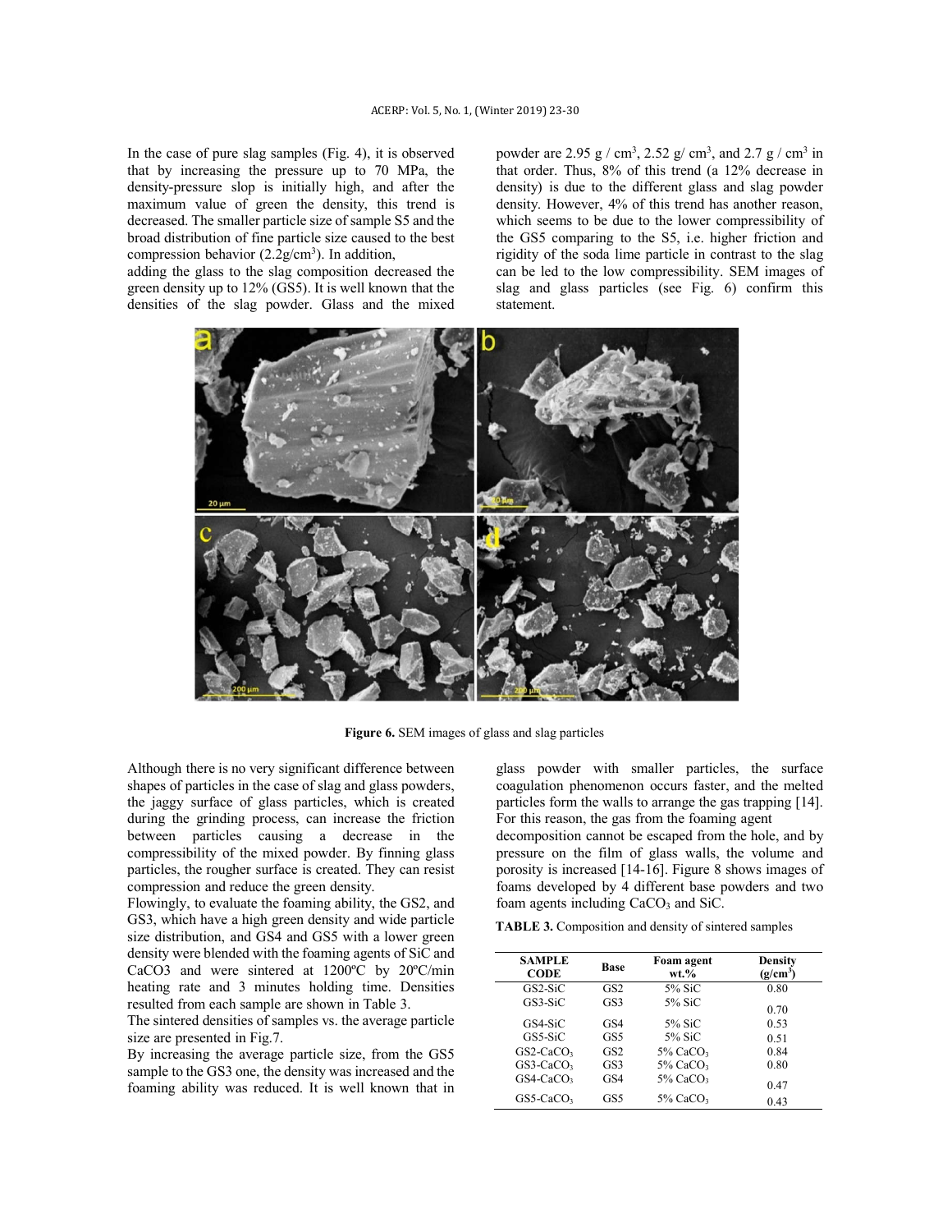In the case of pure slag samples (Fig. 4), it is observed that by increasing the pressure up to 70 MPa, the density-pressure slop is initially high, and after the maximum value of green the density, this trend is decreased. The smaller particle size of sample S5 and the broad distribution of fine particle size caused to the best compression behavior ($2.2 g/cm^3$). In addition, adding the glass to the slag composition decreased the green density up to 12% (GS5). It is well known that the densities of the slag powder. Glass and the mixed powder are 2.95 g / $cm^3$, 2.52 g/ $cm^3$, and 2.7 g / $cm^3$ in that order. Thus, 8% of this trend (a 12% decrease in density) is due to the different glass and slag powder density. However, 4% of this trend has another reason, which seems to be due to the lower compressibility of the GS5 comparing to the S5, i.e. higher friction and rigidity of the soda lime particle in contrast to the slag can be led to the low compressibility. SEM images of slag and glass particles (see Fig. 6) confirm this statement.

**Figure 6.** SEM images of glass and slag particles

Although there is no very significant difference between shapes of particles in the case of slag and glass powders, the jaggy surface of glass particles, which is created during the grinding process, can increase the friction between particles causing a decrease in the compressibility of the mixed powder. By finning glass particles, the rougher surface is created. They can resist compression and reduce the green density.

Flowingly, to evaluate the foaming ability, the GS2, and GS3, which have a high green density and wide particle size distribution, and GS4 and GS5 with a lower green density were blended with the foaming agents of SiC and CaCO3 and were sintered at 1200ºC by 20ºC/min heating rate and 3 minutes holding time. Densities resulted from each sample are shown in Table 3.

The sintered densities of samples vs. the average particle size are presented in Fig.7.

By increasing the average particle size, from the GS5 sample to the GS3 one, the density was increased and the foaming ability was reduced. It is well known that in glass powder with smaller particles, the surface coagulation phenomenon occurs faster, and the melted particles form the walls to arrange the gas trapping [14]. For this reason, the gas from the foaming agent decomposition cannot be escaped from the hole, and by pressure on the film of glass walls, the volume and porosity is increased [14-16]. Figure 8 shows images of foams developed by 4 different base powders and two foam agents including $CaCO_3$ and SiC.

**TABLE 3.** Composition and density of sintered samples

| SAMPLE CODE | Base | Foam agent wt.% | Density ($g/cm^3$) |
|---|---|---|---|
| GS2-SiC | GS2 | 5% SiC | 0.80 |
| GS3-SiC | GS3 | 5% SiC | 0.70 |
| GS4-SiC | GS4 | 5% SiC | 0.53 |
| GS5-SiC | GS5 | 5% SiC | 0.51 |
| GS2-$CaCO_3$ | GS2 | 5% $CaCO_3$ | 0.84 |
| GS3-$CaCO_3$ | GS3 | 5% $CaCO_3$ | 0.80 |
| GS4-$CaCO_3$ | GS4 | 5% $CaCO_3$ | 0.47 |
| GS5-$CaCO_3$ | GS5 | 5% $CaCO_3$ | 0.43 |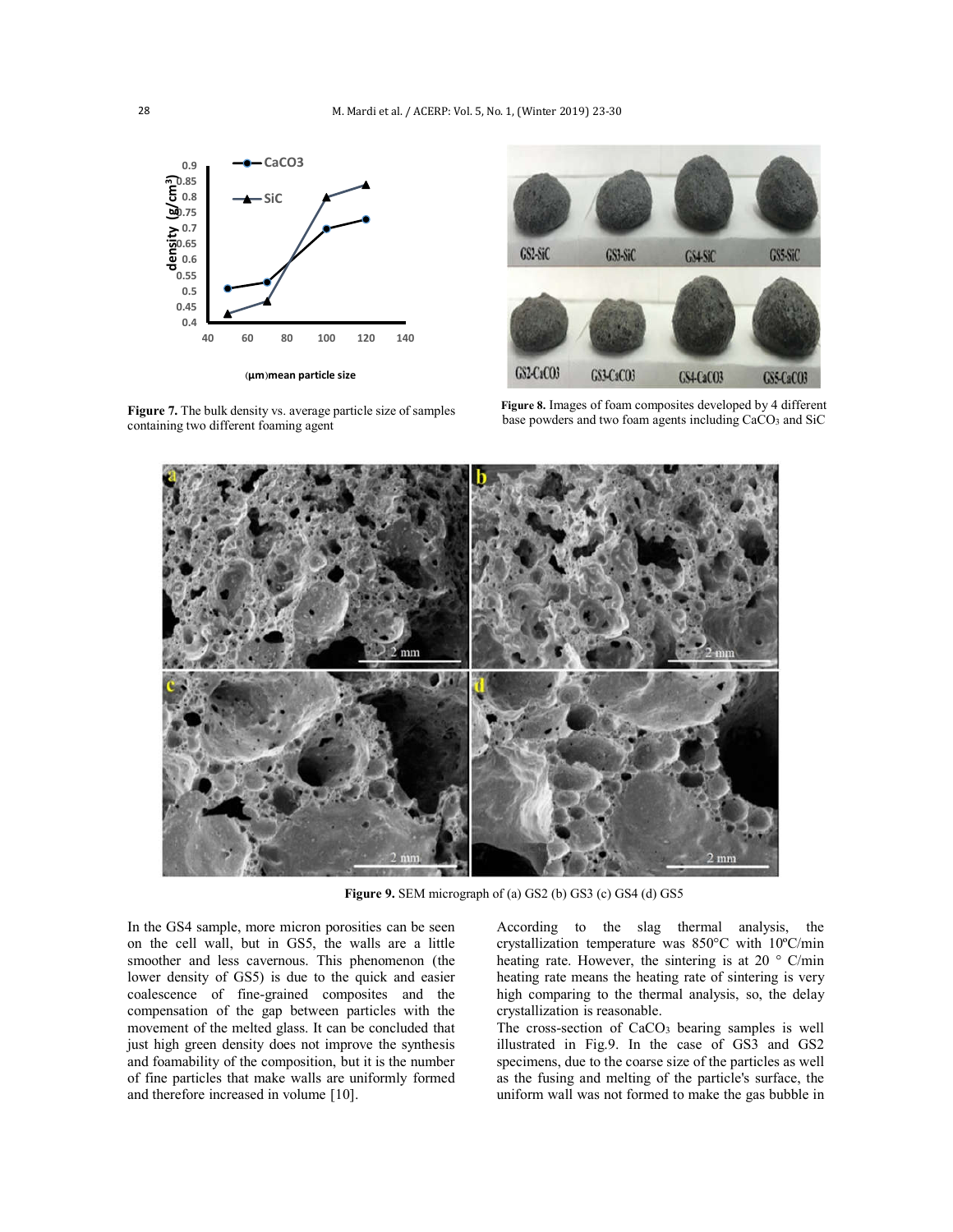Figure 7. The bulk density vs. average particle size of samples containing two different foaming agent

Figure 8. Images of foam composites developed by 4 different base powders and two foam agents including $CaCO_3$ and SiC

Figure 9. SEM micrograph of (a) GS2 (b) GS3 (c) GS4 (d) GS5

In the GS4 sample, more micron porosities can be seen on the cell wall, but in GS5, the walls are a little smoother and less cavernous. This phenomenon (the lower density of GS5) is due to the quick and easier coalescence of fine-grained composites and the compensation of the gap between particles with the movement of the melted glass. It can be concluded that just high green density does not improve the synthesis and foamability of the composition, but it is the number of fine particles that make walls are uniformly formed and therefore increased in volume [10].

According to the slag thermal analysis, the crystallization temperature was 850°C with 10ºC/min heating rate. However, the sintering is at 20 ° C/min heating rate means the heating rate of sintering is very high comparing to the thermal analysis, so, the delay crystallization is reasonable.

The cross-section of $CaCO_3$ bearing samples is well illustrated in Fig.9. In the case of GS3 and GS2 specimens, due to the coarse size of the particles as well as the fusing and melting of the particle's surface, the uniform wall was not formed to make the gas bubble in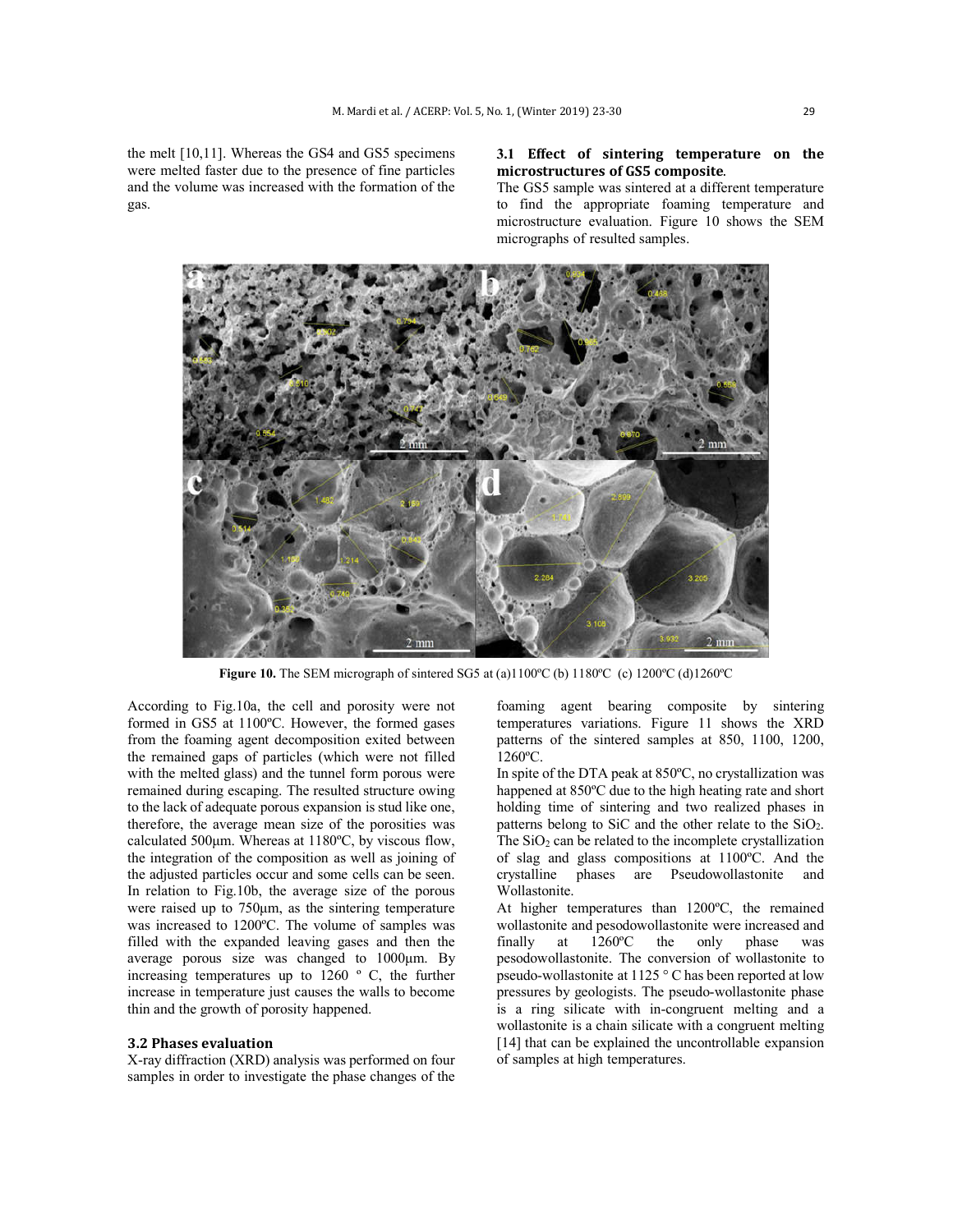the melt [10,11]. Whereas the GS4 and GS5 specimens were melted faster due to the presence of fine particles and the volume was increased with the formation of the gas.

### 3.1 Effect of sintering temperature on the microstructures of GS5 composite.

The GS5 sample was sintered at a different temperature to find the appropriate foaming temperature and microstructure evaluation. Figure 10 shows the SEM micrographs of resulted samples.

**Figure 10.** The SEM micrograph of sintered SG5 at (a)1100ºC (b) 1180ºC (c) 1200ºC (d)1260ºC

According to Fig.10a, the cell and porosity were not formed in GS5 at 1100ºC. However, the formed gases from the foaming agent decomposition exited between the remained gaps of particles (which were not filled with the melted glass) and the tunnel form porous were remained during escaping. The resulted structure owing to the lack of adequate porous expansion is stud like one, therefore, the average mean size of the porosities was calculated 500µm. Whereas at 1180ºC, by viscous flow, the integration of the composition as well as joining of the adjusted particles occur and some cells can be seen. In relation to Fig.10b, the average size of the porous were raised up to 750µm, as the sintering temperature was increased to 1200ºC. The volume of samples was filled with the expanded leaving gases and then the average porous size was changed to 1000µm. By increasing temperatures up to 1260 º C, the further increase in temperature just causes the walls to become thin and the growth of porosity happened.

### 3.2 Phases evaluation

X-ray diffraction (XRD) analysis was performed on four samples in order to investigate the phase changes of the foaming agent bearing composite by sintering temperatures variations. Figure 11 shows the XRD patterns of the sintered samples at 850, 1100, 1200, 1260ºC.

In spite of the DTA peak at 850ºC, no crystallization was happened at 850ºC due to the high heating rate and short holding time of sintering and two realized phases in patterns belong to SiC and the other relate to the $SiO_2$. The $SiO_2$ can be related to the incomplete crystallization of slag and glass compositions at 1100ºC. And the crystalline phases are Pseudowollastonite and Wollastonite.

At higher temperatures than 1200ºC, the remained wollastonite and pesodowollastonite were increased and finally at 1260ºC the only phase was pesodowollastonite. The conversion of wollastonite to pseudo-wollastonite at 1125 ° C has been reported at low pressures by geologists. The pseudo-wollastonite phase is a ring silicate with in-congruent melting and a wollastonite is a chain silicate with a congruent melting [14] that can be explained the uncontrollable expansion of samples at high temperatures.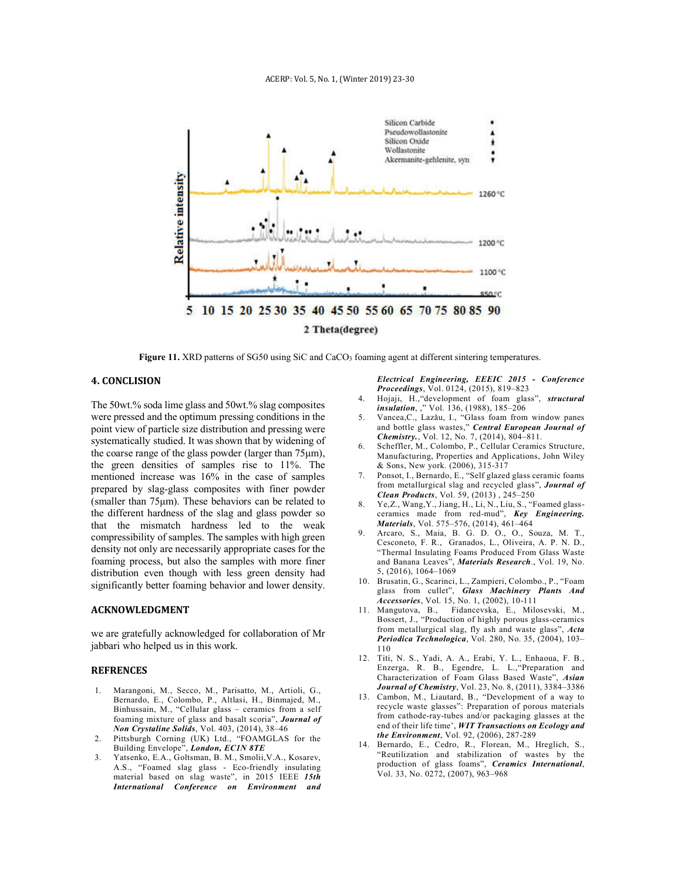Silicon Carbide
Pseudowollastonite
Silicon Oxide
Wollastonite
Akermanite-gehlenite, syn

Relative intensity

1260 °C
1200 °C
1100 °C
850 °C

5 10 15 20 25 30 35 40 45 50 55 60 65 70 75 80 85 90

2 Theta(degree)

**Figure 11.** XRD patterns of SG50 using SiC and $CaCO_3$ foaming agent at different sintering temperatures.

## 4. CONCLISION

The 50wt.% soda lime glass and 50wt.% slag composites were pressed and the optimum pressing conditions in the point view of particle size distribution and pressing were systematically studied. It was shown that by widening of the coarse range of the glass powder (larger than 75μm), the green densities of samples rise to 11%. The mentioned increase was 16% in the case of samples prepared by slag-glass composites with finer powder (smaller than 75μm). These behaviors can be related to the different hardness of the slag and glass powder so that the mismatch hardness led to the weak compressibility of samples. The samples with high green density not only are necessarily appropriate cases for the foaming process, but also the samples with more finer distribution even though with less green density had significantly better foaming behavior and lower density.

## ACKNOWLEDGMENT

we are gratefully acknowledged for collaboration of Mr jabbari who helped us in this work.

## REFRENCES

1. Marangoni, M., Secco, M., Parisatto, M., Artioli, G., Bernardo, E., Colombo, P., Altlasi, H., Binmajed, M., Binhussain, M., "Cellular glass – ceramics from a self foaming mixture of glass and basalt scoria", ***Journal of Non Crystaline Solids***, Vol. 403, (2014), 38–46
2. Pittsburgh Corning (UK) Ltd., "FOAMGLAS for the Building Envelope", ***London, EC1N 8TE***
3. Yatsenko, E.A., Goltsman, B. M., Smolii,V.A., Kosarev, A.S., "Foamed slag glass - Eco-friendly insulating material based on slag waste", in 2015 IEEE ***15th International Conference on Environment and Electrical Engineering, EEEIC 2015 - Conference Proceedings***, Vol. 0124, (2015), 819–823
4. Hojaji, H.,"development of foam glass", ***structural insulation***, ," Vol. 136, (1988), 185–206
5. Vancea,C., Lazău, I., "Glass foam from window panes and bottle glass wastes," ***Central European Journal of Chemistry.***, Vol. 12, No. 7, (2014), 804–811.
6. Scheffler, M., Colombo, P., Cellular Ceramics Structure, Manufacturing, Properties and Applications, John Wiley & Sons, New york. (2006), 315-317
7. Ponsot, I., Bernardo, E., "Self glazed glass ceramic foams from metallurgical slag and recycled glass", ***Journal of Clean Products***, Vol. 59, (2013) , 245–250
8. Ye,Z., Wang,Y., Jiang, H., Li, N., Liu, S., "Foamed glass-ceramics made from red-mud", ***Key Engineering. Materials***, Vol. 575–576, (2014), 461–464
9. Arcaro, S., Maia, B. G. D. O., O., Souza, M. T., Cesconeto, F. R., Granados, L., Oliveira, A. P. N. D., "Thermal Insulating Foams Produced From Glass Waste and Banana Leaves", ***Materials Research***., Vol. 19, No. 5, (2016), 1064–1069
10. Brusatin, G., Scarinci, L., Zampieri, Colombo., P., "Foam glass from cullet", ***Glass Machinery Plants And Accessories***, Vol. 15, No. 1, (2002), 10-111
11. Mangutova, B., Fidancevska, E., Milosevski, M., Bossert, J., "Production of highly porous glass-ceramics from metallurgical slag, fly ash and waste glass", ***Acta Periodica Technologica***, Vol. 280, No. 35, (2004), 103–110
12. Titi, N. S., Yadi, A. A., Erabi, Y. L., Enhaoua, F. B., Enzerga, R. B., Egendre, L. L.,"Preparation and Characterization of Foam Glass Based Waste", ***Asian Journal of Chemistry***, Vol. 23, No. 8, (2011), 3384–3386
13. Cambon, M., Liautard, B., "Development of a way to recycle waste glasses": Preparation of porous materials from cathode-ray-tubes and/or packaging glasses at the end of their life time', ***WIT Transactions on Ecology and the Environment***, Vol. 92, (2006), 287-289
14. Bernardo, E., Cedro, R., Florean, M., Hreglich, S., "Reutilization and stabilization of wastes by the production of glass foams", ***Ceramics International***, Vol. 33, No. 0272, (2007), 963–968